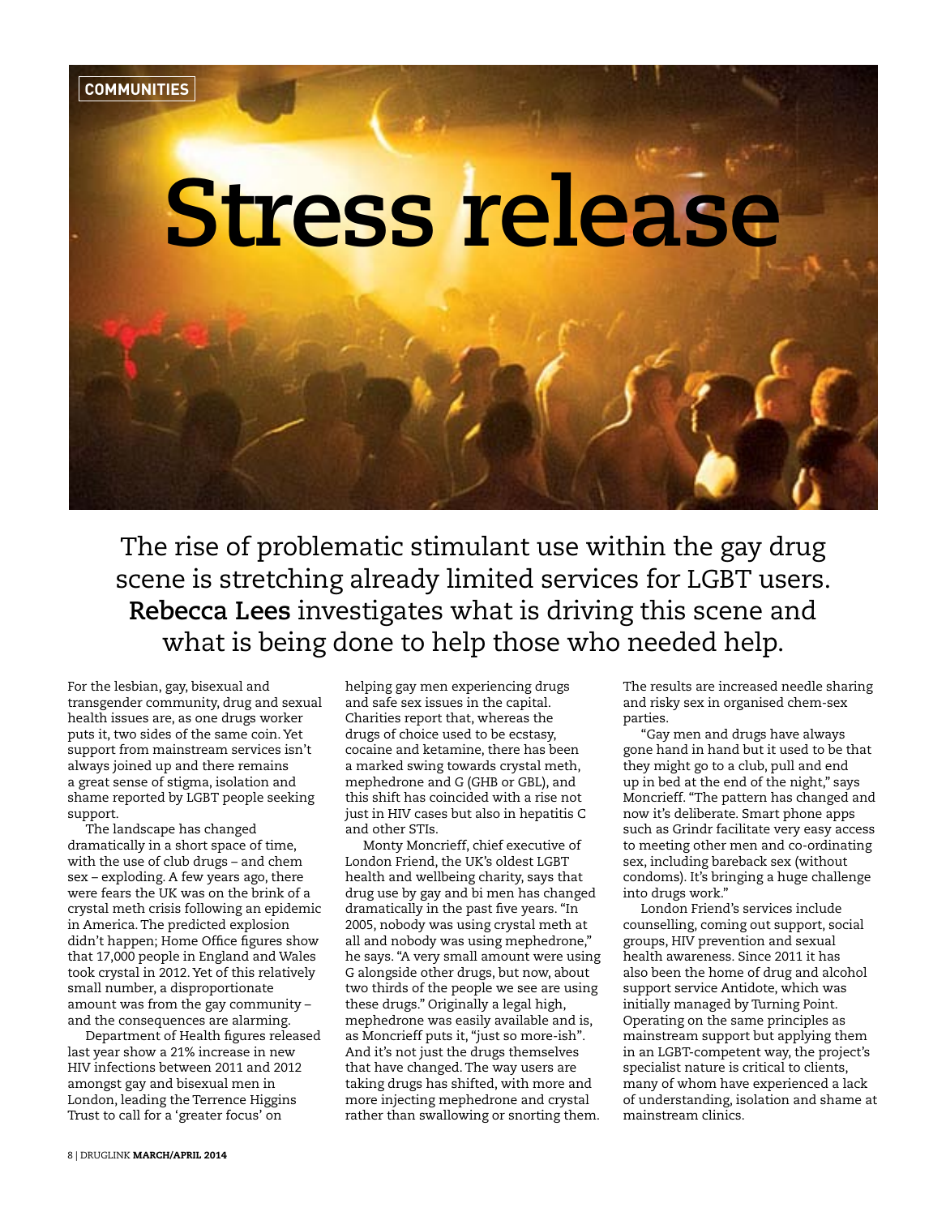COMMUNITIES

# Stress release

The rise of problematic stimulant use within the gay drug scene is stretching already limited services for LGBT users. **Rebecca Lees** investigates what is driving this scene and what is being done to help those who needed help.

For the lesbian, gay, bisexual and transgender community, drug and sexual health issues are, as one drugs worker puts it, two sides of the same coin. Yet support from mainstream services isn't always joined up and there remains a great sense of stigma, isolation and shame reported by LGBT people seeking support.

The landscape has changed dramatically in a short space of time, with the use of club drugs – and chem sex – exploding. A few years ago, there were fears the UK was on the brink of a crystal meth crisis following an epidemic in America. The predicted explosion didn't happen; Home Office figures show that 17,000 people in England and Wales took crystal in 2012. Yet of this relatively small number, a disproportionate amount was from the gay community – and the consequences are alarming.

Department of Health figures released last year show a 21% increase in new HIV infections between 2011 and 2012 amongst gay and bisexual men in London, leading the Terrence Higgins Trust to call for a 'greater focus' on helping gay men experiencing drugs and safe sex issues in the capital. Charities report that, whereas the drugs of choice used to be ecstasy, cocaine and ketamine, there has been a marked swing towards crystal meth, mephedrone and G (GHB or GBL), and this shift has coincided with a rise not just in HIV cases but also in hepatitis C and other STIs.

Monty Moncrieff, chief executive of London Friend, the UK's oldest LGBT health and wellbeing charity, says that drug use by gay and bi men has changed dramatically in the past five years. "In 2005, nobody was using crystal meth at all and nobody was using mephedrone," he says. "A very small amount were using G alongside other drugs, but now, about two thirds of the people we see are using these drugs." Originally a legal high, mephedrone was easily available and is, as Moncrieff puts it, "just so more-ish". And it's not just the drugs themselves that have changed. The way users are taking drugs has shifted, with more and more injecting mephedrone and crystal rather than swallowing or snorting them. The results are increased needle sharing and risky sex in organised chem-sex parties.

"Gay men and drugs have always gone hand in hand but it used to be that they might go to a club, pull and end up in bed at the end of the night," says Moncrieff. "The pattern has changed and now it's deliberate. Smart phone apps such as Grindr facilitate very easy access to meeting other men and co-ordinating sex, including bareback sex (without condoms). It's bringing a huge challenge into drugs work."

London Friend's services include counselling, coming out support, social groups, HIV prevention and sexual health awareness. Since 2011 it has also been the home of drug and alcohol support service Antidote, which was initially managed by Turning Point. Operating on the same principles as mainstream support but applying them in an LGBT-competent way, the project's specialist nature is critical to clients, many of whom have experienced a lack of understanding, isolation and shame at mainstream clinics.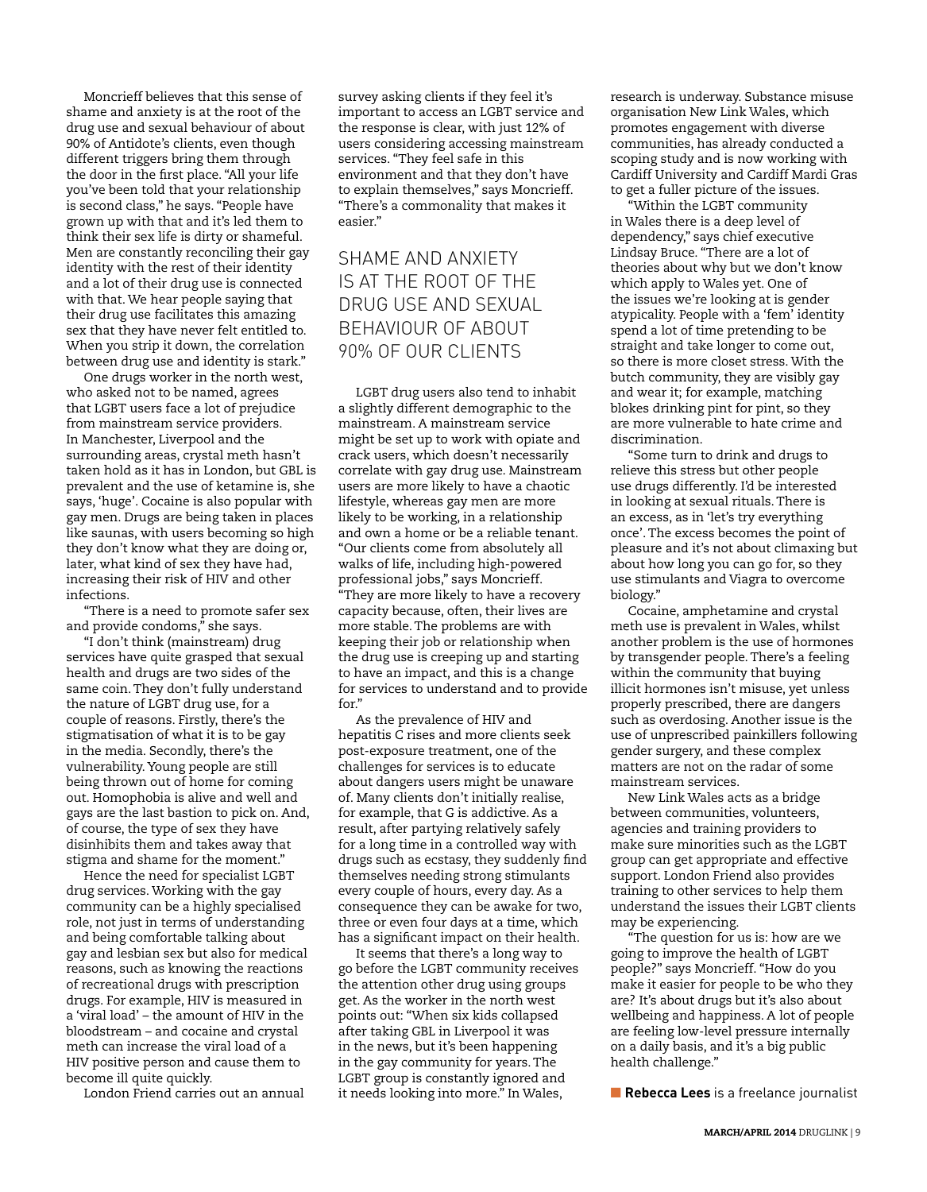Moncrieff believes that this sense of shame and anxiety is at the root of the drug use and sexual behaviour of about 90% of Antidote's clients, even though different triggers bring them through the door in the first place. "All your life you've been told that your relationship is second class," he says. "People have grown up with that and it's led them to think their sex life is dirty or shameful. Men are constantly reconciling their gay identity with the rest of their identity and a lot of their drug use is connected with that. We hear people saying that their drug use facilitates this amazing sex that they have never felt entitled to. When you strip it down, the correlation between drug use and identity is stark."

One drugs worker in the north west, who asked not to be named, agrees that LGBT users face a lot of prejudice from mainstream service providers. In Manchester, Liverpool and the surrounding areas, crystal meth hasn't taken hold as it has in London, but GBL is prevalent and the use of ketamine is, she says, 'huge'. Cocaine is also popular with gay men. Drugs are being taken in places like saunas, with users becoming so high they don't know what they are doing or, later, what kind of sex they have had, increasing their risk of HIV and other infections.

"There is a need to promote safer sex and provide condoms," she says.

"I don't think (mainstream) drug services have quite grasped that sexual health and drugs are two sides of the same coin. They don't fully understand the nature of LGBT drug use, for a couple of reasons. Firstly, there's the stigmatisation of what it is to be gay in the media. Secondly, there's the vulnerability. Young people are still being thrown out of home for coming out. Homophobia is alive and well and gays are the last bastion to pick on. And, of course, the type of sex they have disinhibits them and takes away that stigma and shame for the moment."

Hence the need for specialist LGBT drug services. Working with the gay community can be a highly specialised role, not just in terms of understanding and being comfortable talking about gay and lesbian sex but also for medical reasons, such as knowing the reactions of recreational drugs with prescription drugs. For example, HIV is measured in a 'viral load' – the amount of HIV in the bloodstream – and cocaine and crystal meth can increase the viral load of a HIV positive person and cause them to become ill quite quickly.

London Friend carries out an annual survey asking clients if they feel it's important to access an LGBT service and the response is clear, with just 12% of users considering accessing mainstream services. "They feel safe in this environment and that they don't have to explain themselves," says Moncrieff. "There's a commonality that makes it easier."

## SHAME AND ANXIETY IS AT THE ROOT OF THE DRUG USE AND SEXUAL BEHAVIOUR OF ABOUT 90% OF OUR CLIENTS

LGBT drug users also tend to inhabit a slightly different demographic to the mainstream. A mainstream service might be set up to work with opiate and crack users, which doesn't necessarily correlate with gay drug use. Mainstream users are more likely to have a chaotic lifestyle, whereas gay men are more likely to be working, in a relationship and own a home or be a reliable tenant. "Our clients come from absolutely all walks of life, including high-powered professional jobs," says Moncrieff. "They are more likely to have a recovery capacity because, often, their lives are more stable. The problems are with keeping their job or relationship when the drug use is creeping up and starting to have an impact, and this is a change for services to understand and to provide for."

As the prevalence of HIV and hepatitis C rises and more clients seek post-exposure treatment, one of the challenges for services is to educate about dangers users might be unaware of. Many clients don't initially realise, for example, that G is addictive. As a result, after partying relatively safely for a long time in a controlled way with drugs such as ecstasy, they suddenly find themselves needing strong stimulants every couple of hours, every day. As a consequence they can be awake for two, three or even four days at a time, which has a significant impact on their health.

It seems that there's a long way to go before the LGBT community receives the attention other drug using groups get. As the worker in the north west points out: "When six kids collapsed after taking GBL in Liverpool it was in the news, but it's been happening in the gay community for years. The LGBT group is constantly ignored and it needs looking into more." In Wales, research is underway. Substance misuse organisation New Link Wales, which promotes engagement with diverse communities, has already conducted a scoping study and is now working with Cardiff University and Cardiff Mardi Gras to get a fuller picture of the issues.

"Within the LGBT community in Wales there is a deep level of dependency," says chief executive Lindsay Bruce. "There are a lot of theories about why but we don't know which apply to Wales yet. One of the issues we're looking at is gender atypicality. People with a 'fem' identity spend a lot of time pretending to be straight and take longer to come out, so there is more closet stress. With the butch community, they are visibly gay and wear it; for example, matching blokes drinking pint for pint, so they are more vulnerable to hate crime and discrimination.

"Some turn to drink and drugs to relieve this stress but other people use drugs differently. I'd be interested in looking at sexual rituals. There is an excess, as in 'let's try everything once'. The excess becomes the point of pleasure and it's not about climaxing but about how long you can go for, so they use stimulants and Viagra to overcome biology."

Cocaine, amphetamine and crystal meth use is prevalent in Wales, whilst another problem is the use of hormones by transgender people. There's a feeling within the community that buying illicit hormones isn't misuse, yet unless properly prescribed, there are dangers such as overdosing. Another issue is the use of unprescribed painkillers following gender surgery, and these complex matters are not on the radar of some mainstream services.

New Link Wales acts as a bridge between communities, volunteers, agencies and training providers to make sure minorities such as the LGBT group can get appropriate and effective support. London Friend also provides training to other services to help them understand the issues their LGBT clients may be experiencing.

"The question for us is: how are we going to improve the health of LGBT people?" says Moncrieff. "How do you make it easier for people to be who they are? It's about drugs but it's also about wellbeing and happiness. A lot of people are feeling low-level pressure internally on a daily basis, and it's a big public health challenge."

■ **Rebecca Lees** is a freelance journalist